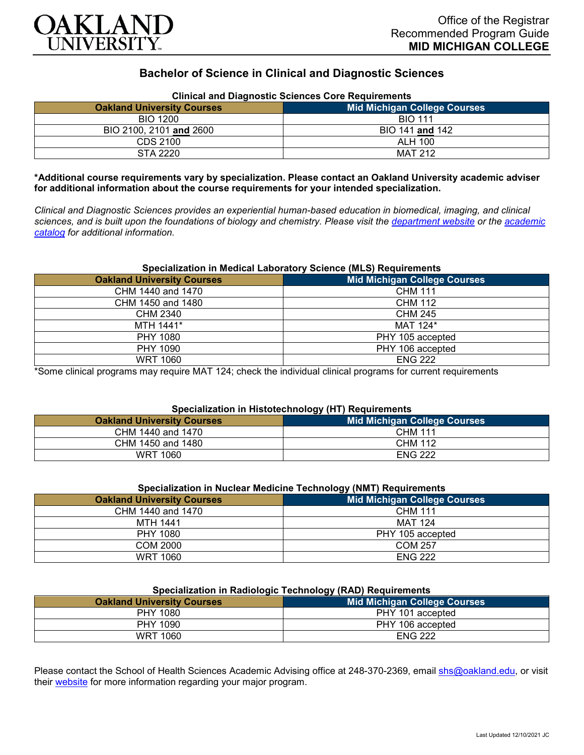OAKLAND UNIVERSITY

Office of the Registrar
Recommended Program Guide
**MID MICHIGAN COLLEGE**

# Bachelor of Science in Clinical and Diagnostic Sciences

### Clinical and Diagnostic Sciences Core Requirements

| Oakland University Courses | Mid Michigan College Courses |
|---|---|
| BIO 1200 | BIO 111 |
| BIO 2100, 2101 **and** 2600 | BIO 141 **and** 142 |
| CDS 2100 | ALH 100 |
| STA 2220 | MAT 212 |

**\*Additional course requirements vary by specialization. Please contact an Oakland University academic adviser for additional information about the course requirements for your intended specialization.**

*Clinical and Diagnostic Sciences provides an experiential human-based education in biomedical, imaging, and clinical sciences, and is built upon the foundations of biology and chemistry. Please visit the department website or the academic catalog for additional information.*

### Specialization in Medical Laboratory Science (MLS) Requirements

| Oakland University Courses | Mid Michigan College Courses |
|---|---|
| CHM 1440 and 1470 | CHM 111 |
| CHM 1450 and 1480 | CHM 112 |
| CHM 2340 | CHM 245 |
| MTH 1441* | MAT 124* |
| PHY 1080 | PHY 105 accepted |
| PHY 1090 | PHY 106 accepted |
| WRT 1060 | ENG 222 |

*Some clinical programs may require MAT 124; check the individual clinical programs for current requirements

### Specialization in Histotechnology (HT) Requirements

| Oakland University Courses | Mid Michigan College Courses |
|---|---|
| CHM 1440 and 1470 | CHM 111 |
| CHM 1450 and 1480 | CHM 112 |
| WRT 1060 | ENG 222 |

### Specialization in Nuclear Medicine Technology (NMT) Requirements

| Oakland University Courses | Mid Michigan College Courses |
|---|---|
| CHM 1440 and 1470 | CHM 111 |
| MTH 1441 | MAT 124 |
| PHY 1080 | PHY 105 accepted |
| COM 2000 | COM 257 |
| WRT 1060 | ENG 222 |

### Specialization in Radiologic Technology (RAD) Requirements

| Oakland University Courses | Mid Michigan College Courses |
|---|---|
| PHY 1080 | PHY 101 accepted |
| PHY 1090 | PHY 106 accepted |
| WRT 1060 | ENG 222 |

Please contact the School of Health Sciences Academic Advising office at 248-370-2369, email shs@oakland.edu, or visit their website for more information regarding your major program.

Last Updated 12/10/2021 JC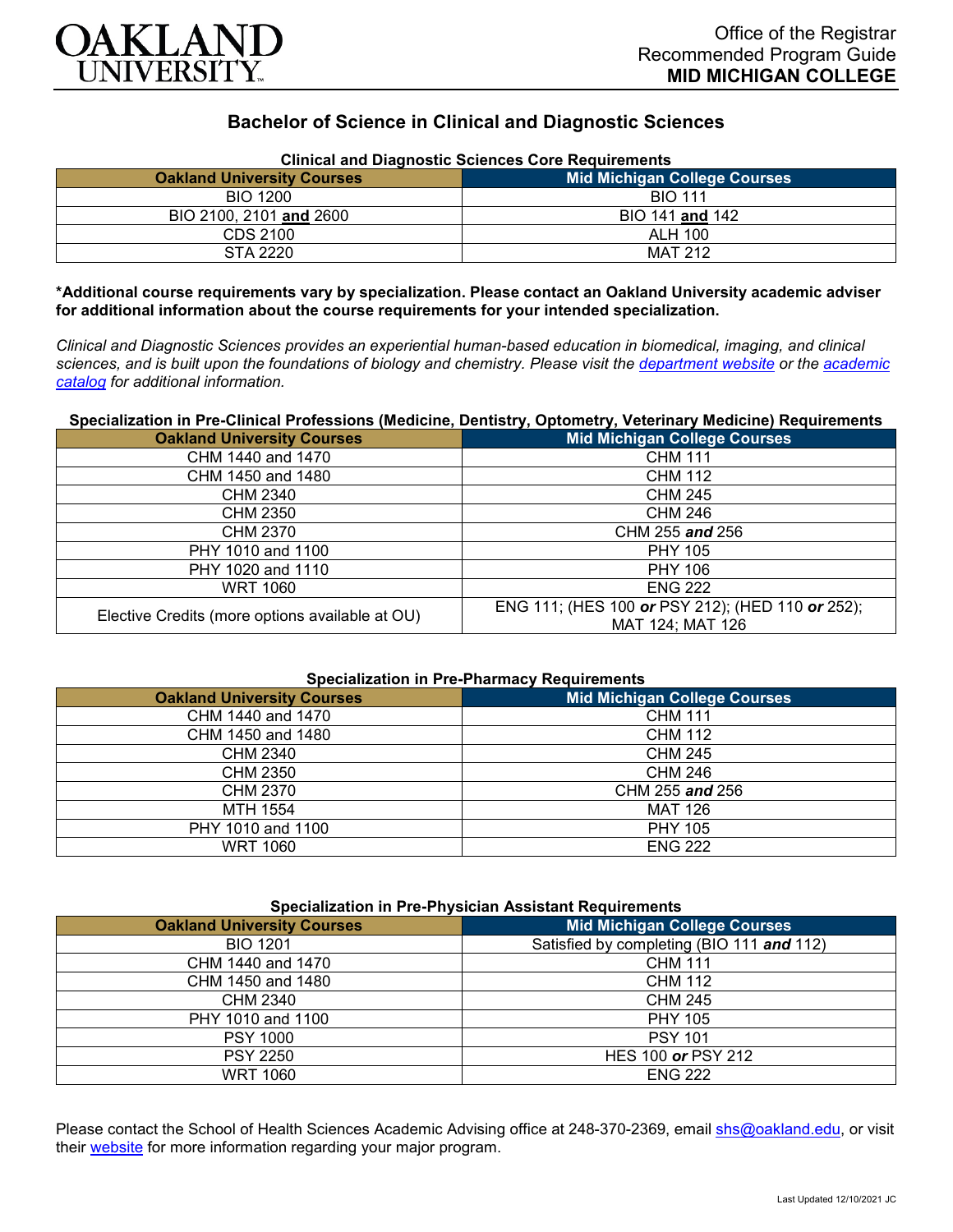OAKLAND UNIVERSITY

Office of the Registrar
Recommended Program Guide
**MID MICHIGAN COLLEGE**

# Bachelor of Science in Clinical and Diagnostic Sciences

**Clinical and Diagnostic Sciences Core Requirements**

| Oakland University Courses | Mid Michigan College Courses |
|---|---|
| BIO 1200 | BIO 111 |
| BIO 2100, 2101 **and** 2600 | BIO 141 **and** 142 |
| CDS 2100 | ALH 100 |
| STA 2220 | MAT 212 |

**\*Additional course requirements vary by specialization. Please contact an Oakland University academic adviser for additional information about the course requirements for your intended specialization.**

*Clinical and Diagnostic Sciences provides an experiential human-based education in biomedical, imaging, and clinical sciences, and is built upon the foundations of biology and chemistry. Please visit the department website or the academic catalog for additional information.*

**Specialization in Pre-Clinical Professions (Medicine, Dentistry, Optometry, Veterinary Medicine) Requirements**

| Oakland University Courses | Mid Michigan College Courses |
|---|---|
| CHM 1440 and 1470 | CHM 111 |
| CHM 1450 and 1480 | CHM 112 |
| CHM 2340 | CHM 245 |
| CHM 2350 | CHM 246 |
| CHM 2370 | CHM 255 ***and*** 256 |
| PHY 1010 and 1100 | PHY 105 |
| PHY 1020 and 1110 | PHY 106 |
| WRT 1060 | ENG 222 |
| Elective Credits (more options available at OU) | ENG 111; (HES 100 ***or*** PSY 212); (HED 110 ***or*** 252); MAT 124; MAT 126 |

**Specialization in Pre-Pharmacy Requirements**

| Oakland University Courses | Mid Michigan College Courses |
|---|---|
| CHM 1440 and 1470 | CHM 111 |
| CHM 1450 and 1480 | CHM 112 |
| CHM 2340 | CHM 245 |
| CHM 2350 | CHM 246 |
| CHM 2370 | CHM 255 ***and*** 256 |
| MTH 1554 | MAT 126 |
| PHY 1010 and 1100 | PHY 105 |
| WRT 1060 | ENG 222 |

**Specialization in Pre-Physician Assistant Requirements**

| Oakland University Courses | Mid Michigan College Courses |
|---|---|
| BIO 1201 | Satisfied by completing (BIO 111 ***and*** 112) |
| CHM 1440 and 1470 | CHM 111 |
| CHM 1450 and 1480 | CHM 112 |
| CHM 2340 | CHM 245 |
| PHY 1010 and 1100 | PHY 105 |
| PSY 1000 | PSY 101 |
| PSY 2250 | HES 100 ***or*** PSY 212 |
| WRT 1060 | ENG 222 |

Please contact the School of Health Sciences Academic Advising office at 248-370-2369, email shs@oakland.edu, or visit their website for more information regarding your major program.

Last Updated 12/10/2021 JC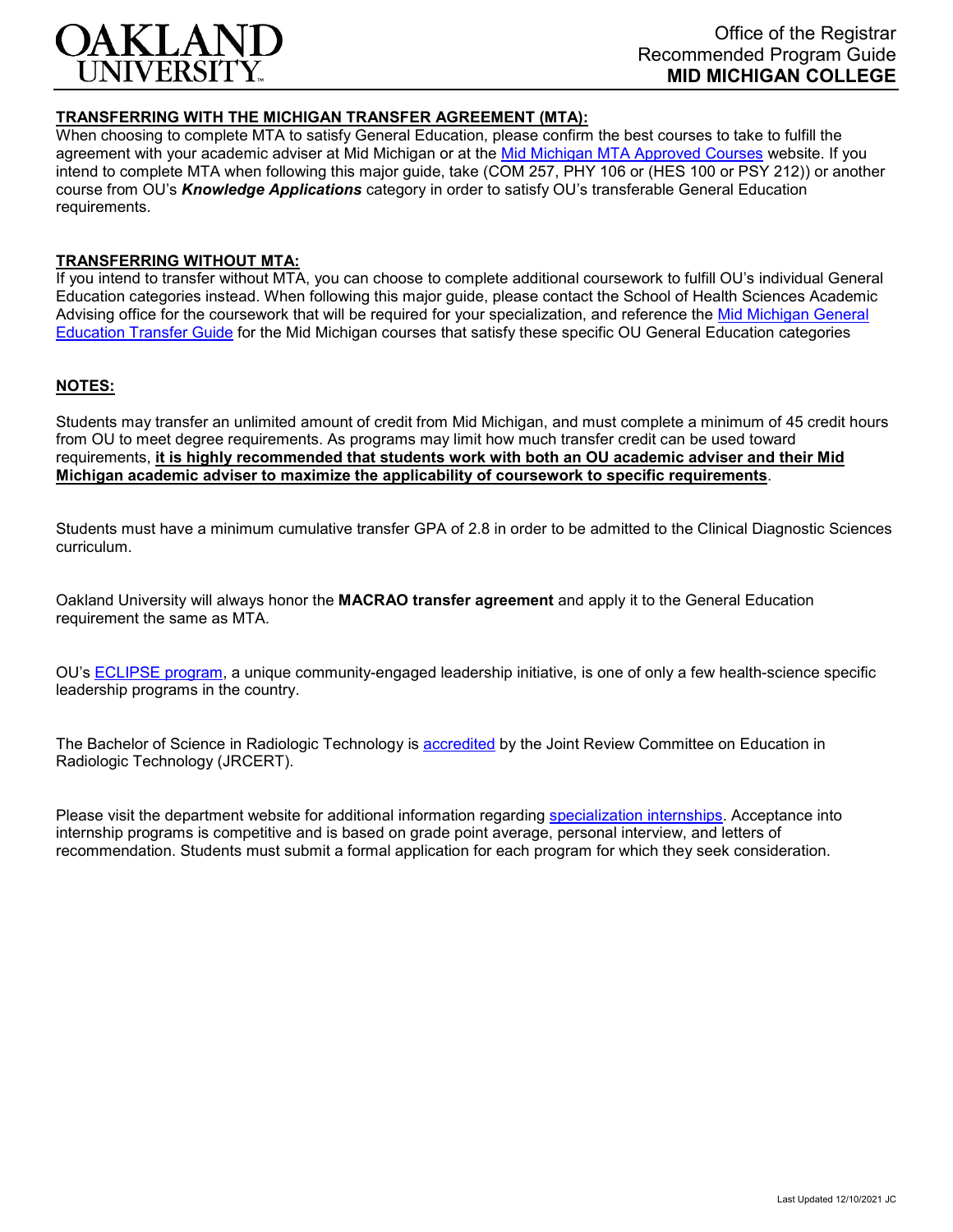**TRANSFERRING WITH THE MICHIGAN TRANSFER AGREEMENT (MTA):**

When choosing to complete MTA to satisfy General Education, please confirm the best courses to take to fulfill the agreement with your academic adviser at Mid Michigan or at the Mid Michigan MTA Approved Courses website. If you intend to complete MTA when following this major guide, take (COM 257, PHY 106 or (HES 100 or PSY 212)) or another course from OU's ***Knowledge Applications*** category in order to satisfy OU's transferable General Education requirements.

**TRANSFERRING WITHOUT MTA:**

If you intend to transfer without MTA, you can choose to complete additional coursework to fulfill OU's individual General Education categories instead. When following this major guide, please contact the School of Health Sciences Academic Advising office for the coursework that will be required for your specialization, and reference the Mid Michigan General Education Transfer Guide for the Mid Michigan courses that satisfy these specific OU General Education categories

**NOTES:**

Students may transfer an unlimited amount of credit from Mid Michigan, and must complete a minimum of 45 credit hours from OU to meet degree requirements. As programs may limit how much transfer credit can be used toward requirements, **it is highly recommended that students work with both an OU academic adviser and their Mid Michigan academic adviser to maximize the applicability of coursework to specific requirements**.

Students must have a minimum cumulative transfer GPA of 2.8 in order to be admitted to the Clinical Diagnostic Sciences curriculum.

Oakland University will always honor the **MACRAO transfer agreement** and apply it to the General Education requirement the same as MTA.

OU's ECLIPSE program, a unique community-engaged leadership initiative, is one of only a few health-science specific leadership programs in the country.

The Bachelor of Science in Radiologic Technology is accredited by the Joint Review Committee on Education in Radiologic Technology (JRCERT).

Please visit the department website for additional information regarding specialization internships. Acceptance into internship programs is competitive and is based on grade point average, personal interview, and letters of recommendation. Students must submit a formal application for each program for which they seek consideration.

Last Updated 12/10/2021 JC